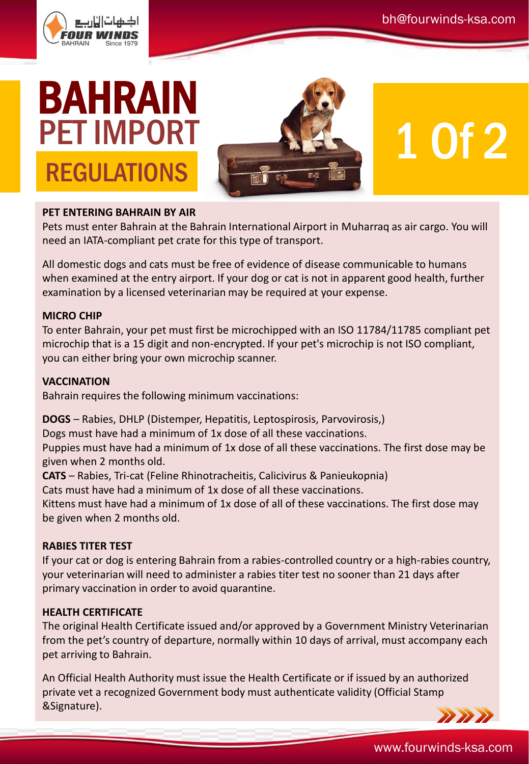# BAHRAIN PET IMPORT REGULATIONS

**PET ENTERING BAHRAIN BY AIR**

Pets must enter Bahrain at the Bahrain International Airport in Muharraq as air cargo. You will need an IATA-compliant pet crate for this type of transport.

All domestic dogs and cats must be free of evidence of disease communicable to humans when examined at the entry airport. If your dog or cat is not in apparent good health, further examination by a licensed veterinarian may be required at your expense.

**MICRO CHIP**

To enter Bahrain, your pet must first be microchipped with an ISO 11784/11785 compliant pet microchip that is a 15 digit and non-encrypted. If your pet's microchip is not ISO compliant, you can either bring your own microchip scanner.

**VACCINATION**

Bahrain requires the following minimum vaccinations:

**DOGS** – Rabies, DHLP (Distemper, Hepatitis, Leptospirosis, Parvovirosis,)
Dogs must have had a minimum of 1x dose of all these vaccinations.
Puppies must have had a minimum of 1x dose of all these vaccinations. The first dose may be given when 2 months old.
**CATS** – Rabies, Tri-cat (Feline Rhinotracheitis, Calicivirus & Panieukopnia)
Cats must have had a minimum of 1x dose of all these vaccinations.
Kittens must have had a minimum of 1x dose of all of these vaccinations. The first dose may be given when 2 months old.

**RABIES TITER TEST**

If your cat or dog is entering Bahrain from a rabies-controlled country or a high-rabies country, your veterinarian will need to administer a rabies titer test no sooner than 21 days after primary vaccination in order to avoid quarantine.

**HEALTH CERTIFICATE**

The original Health Certificate issued and/or approved by a Government Ministry Veterinarian from the pet's country of departure, normally within 10 days of arrival, must accompany each pet arriving to Bahrain.

An Official Health Authority must issue the Health Certificate or if issued by an authorized private vet a recognized Government body must authenticate validity (Official Stamp &Signature).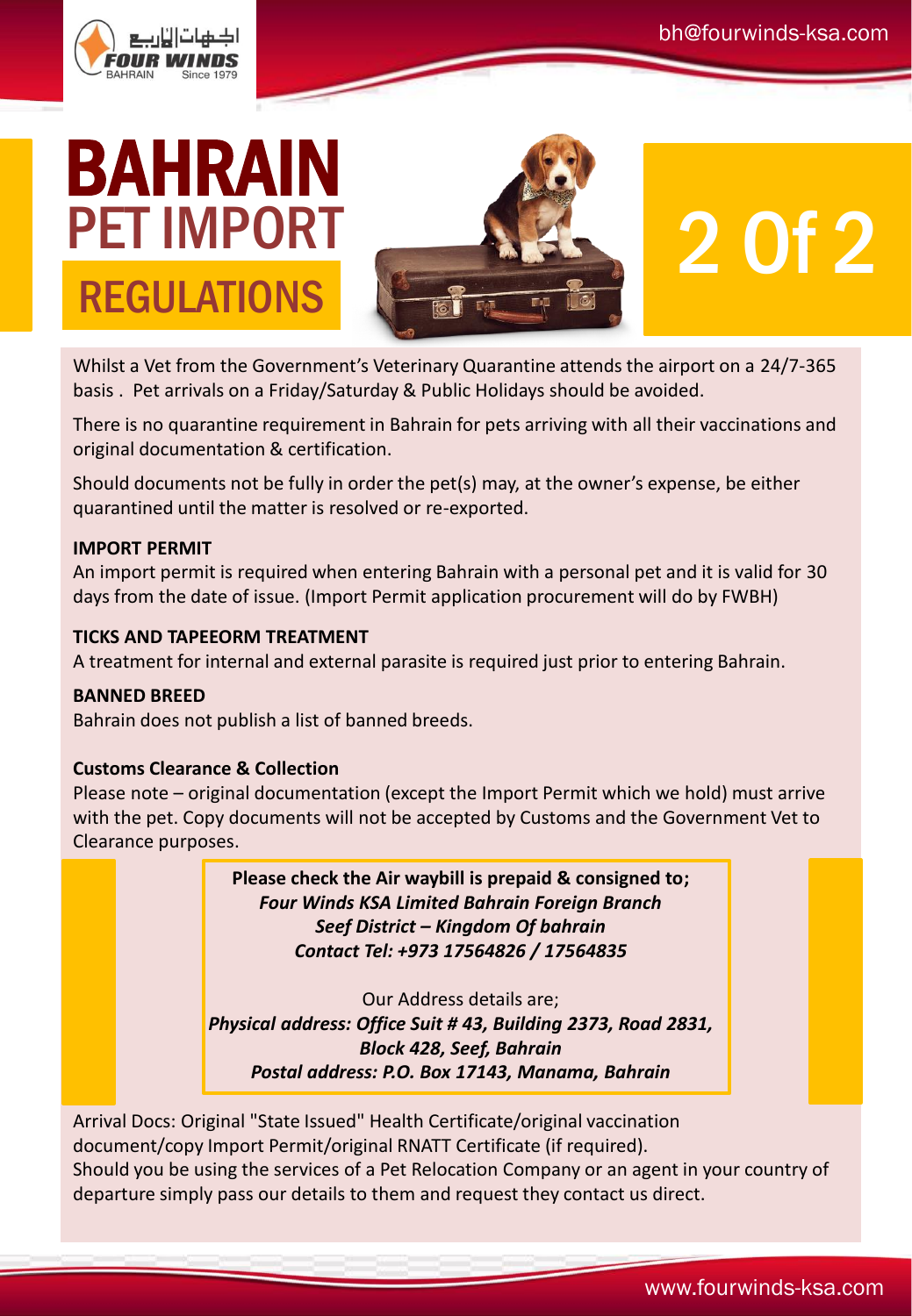# BAHRAIN PET IMPORT REGULATIONS

Whilst a Vet from the Government's Veterinary Quarantine attends the airport on a 24/7-365 basis . Pet arrivals on a Friday/Saturday & Public Holidays should be avoided.

There is no quarantine requirement in Bahrain for pets arriving with all their vaccinations and original documentation & certification.

Should documents not be fully in order the pet(s) may, at the owner's expense, be either quarantined until the matter is resolved or re-exported.

**IMPORT PERMIT**

An import permit is required when entering Bahrain with a personal pet and it is valid for 30 days from the date of issue. (Import Permit application procurement will do by FWBH)

**TICKS AND TAPEEORM TREATMENT**

A treatment for internal and external parasite is required just prior to entering Bahrain.

**BANNED BREED**

Bahrain does not publish a list of banned breeds.

**Customs Clearance & Collection**

Please note – original documentation (except the Import Permit which we hold) must arrive with the pet. Copy documents will not be accepted by Customs and the Government Vet to Clearance purposes.

**Please check the Air waybill is prepaid & consigned to;**
***Four Winds KSA Limited Bahrain Foreign Branch***
***Seef District – Kingdom Of bahrain***
***Contact Tel: +973 17564826 / 17564835***

Our Address details are;
***Physical address: Office Suit # 43, Building 2373, Road 2831, Block 428, Seef, Bahrain***
***Postal address: P.O. Box 17143, Manama, Bahrain***

Arrival Docs: Original "State Issued" Health Certificate/original vaccination document/copy Import Permit/original RNATT Certificate (if required).
Should you be using the services of a Pet Relocation Company or an agent in your country of departure simply pass our details to them and request they contact us direct.